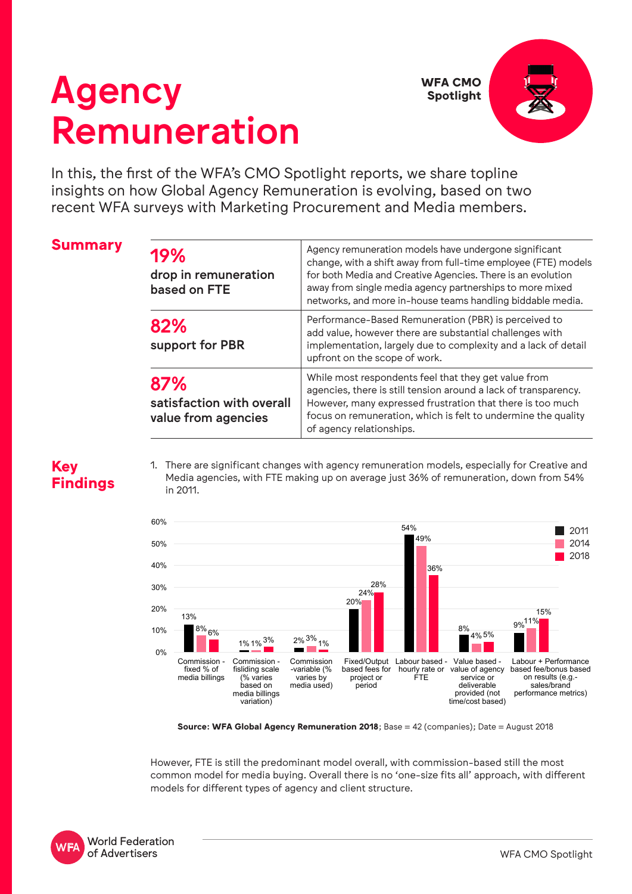# Agency Remuneration

**WFA CMO Spotlight**

In this, the first of the WFA's CMO Spotlight reports, we share topline insights on how Global Agency Remuneration is evolving, based on two recent WFA surveys with Marketing Procurement and Media members.

## Summary

| | |
|---|---|
| **19%** drop in remuneration based on FTE | Agency remuneration models have undergone significant change, with a shift away from full-time employee (FTE) models for both Media and Creative Agencies. There is an evolution away from single media agency partnerships to more mixed networks, and more in-house teams handling biddable media. |
| **82%** support for PBR | Performance-Based Remuneration (PBR) is perceived to add value, however there are substantial challenges with implementation, largely due to complexity and a lack of detail upfront on the scope of work. |
| **87%** satisfaction with overall value from agencies | While most respondents feel that they get value from agencies, there is still tension around a lack of transparency. However, many expressed frustration that there is too much focus on remuneration, which is felt to undermine the quality of agency relationships. |

## Key Findings

1. There are significant changes with agency remuneration models, especially for Creative and Media agencies, with FTE making up on average just 36% of remuneration, down from 54% in 2011.

| Model | 2011 | 2014 | 2018 |
|---|---|---|---|
| Commission - fixed % of media billings | 13% | 8% | 6% |
| Commission - fisliding scale (% varies based on media billings variation) | 1% | 1% | 3% |
| Commission -variable (% varies by media used) | 2% | 3% | 1% |
| Fixed/Output based fees for project or period | 20% | 24% | 28% |
| Labour based - hourly rate or FTE | 54% | 49% | 36% |
| Value based - value of agency service or deliverable provided (not time/cost based) | 8% | 4% | 5% |
| Labour + Performance based fee/bonus based on results (e.g.- sales/brand performance metrics) | 9% | 11% | 15% |

**Source: WFA Global Agency Remuneration 2018**; Base = 42 (companies); Date = August 2018

However, FTE is still the predominant model overall, with commission-based still the most common model for media buying. Overall there is no 'one-size fits all' approach, with different models for different types of agency and client structure.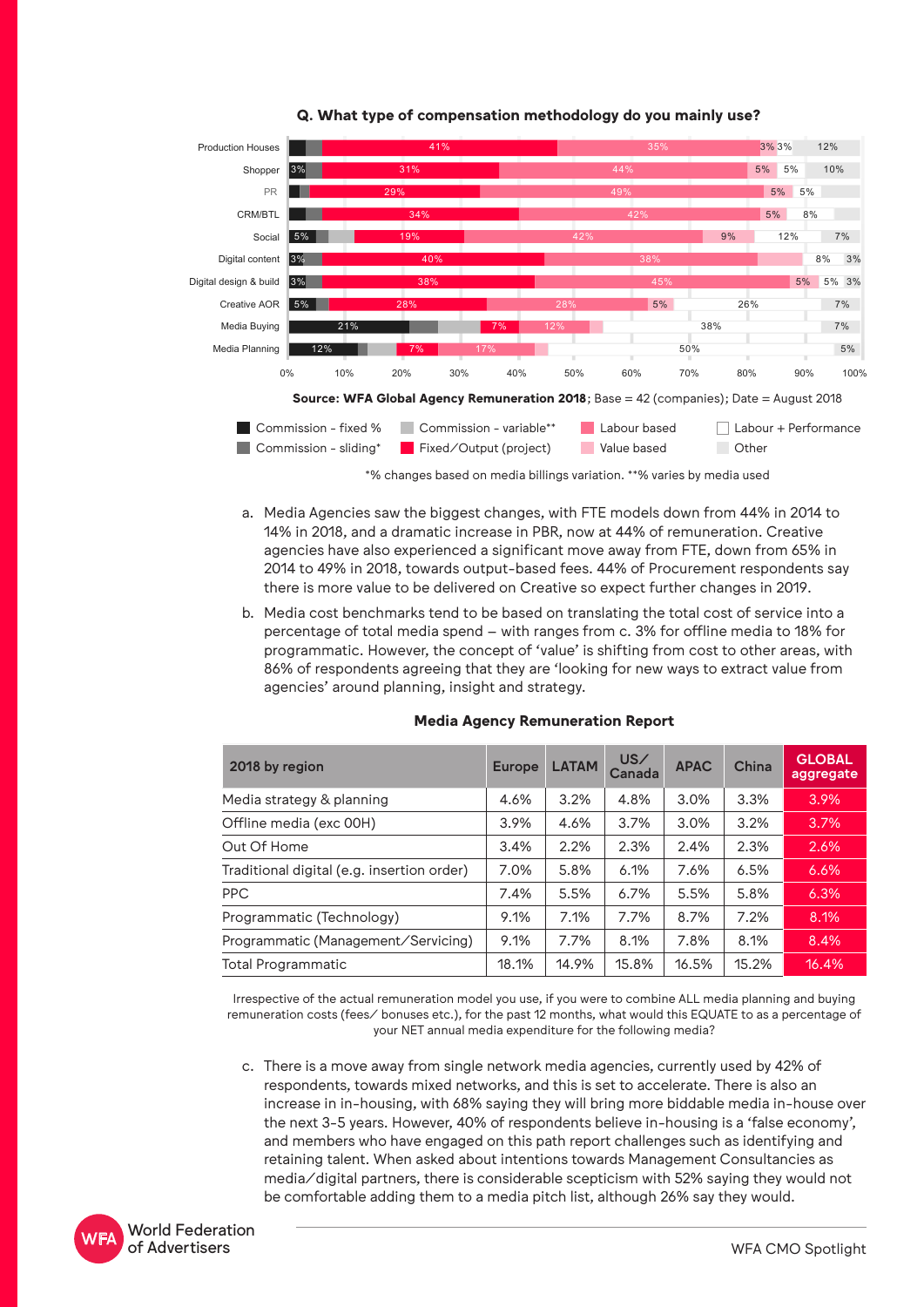**Q. What type of compensation methodology do you mainly use?**

| | Commission - fixed % | Commission - sliding* | Commission - variable** | Fixed/Output (project) | Labour based | Value based | Labour + Performance | Other |
|---|---|---|---|---|---|---|---|---|
| Production Houses | | | | 41% | 35% | 3% | 3% | 12% |
| Shopper | 3% | | | 31% | 44% | 5% | 5% | 10% |
| PR | | | | 29% | 49% | 5% | 5% | |
| CRM/BTL | | | | 34% | 42% | 5% | 8% | |
| Social | 5% | | | 19% | 42% | 9% | 12% | 7% |
| Digital content | 3% | | | 40% | 38% | | 8% | 3% |
| Digital design & build | 3% | | | 38% | 45% | 5% | 5% | 3% |
| Creative AOR | 5% | | | 28% | 28% | 5% | 26% | 7% |
| Media Buying | 21% | | | 7% | 12% | | 38% | 7% |
| Media Planning | 12% | | | 7% | 17% | | 50% | 5% |

**Source: WFA Global Agency Remuneration 2018**; Base = 42 (companies); Date = August 2018

*% changes based on media billings variation. **% varies by media used

a. Media Agencies saw the biggest changes, with FTE models down from 44% in 2014 to 14% in 2018, and a dramatic increase in PBR, now at 44% of remuneration. Creative agencies have also experienced a significant move away from FTE, down from 65% in 2014 to 49% in 2018, towards output-based fees. 44% of Procurement respondents say there is more value to be delivered on Creative so expect further changes in 2019.

b. Media cost benchmarks tend to be based on translating the total cost of service into a percentage of total media spend – with ranges from c. 3% for offline media to 18% for programmatic. However, the concept of 'value' is shifting from cost to other areas, with 86% of respondents agreeing that they are 'looking for new ways to extract value from agencies' around planning, insight and strategy.

**Media Agency Remuneration Report**

| 2018 by region | Europe | LATAM | US/ Canada | APAC | China | GLOBAL aggregate |
|---|---|---|---|---|---|---|
| Media strategy & planning | 4.6% | 3.2% | 4.8% | 3.0% | 3.3% | 3.9% |
| Offline media (exc OOH) | 3.9% | 4.6% | 3.7% | 3.0% | 3.2% | 3.7% |
| Out Of Home | 3.4% | 2.2% | 2.3% | 2.4% | 2.3% | 2.6% |
| Traditional digital (e.g. insertion order) | 7.0% | 5.8% | 6.1% | 7.6% | 6.5% | 6.6% |
| PPC | 7.4% | 5.5% | 6.7% | 5.5% | 5.8% | 6.3% |
| Programmatic (Technology) | 9.1% | 7.1% | 7.7% | 8.7% | 7.2% | 8.1% |
| Programmatic (Management/Servicing) | 9.1% | 7.7% | 8.1% | 7.8% | 8.1% | 8.4% |
| Total Programmatic | 18.1% | 14.9% | 15.8% | 16.5% | 15.2% | 16.4% |

Irrespective of the actual remuneration model you use, if you were to combine ALL media planning and buying remuneration costs (fees/ bonuses etc.), for the past 12 months, what would this EQUATE to as a percentage of your NET annual media expenditure for the following media?

c. There is a move away from single network media agencies, currently used by 42% of respondents, towards mixed networks, and this is set to accelerate. There is also an increase in in-housing, with 68% saying they will bring more biddable media in-house over the next 3-5 years. However, 40% of respondents believe in-housing is a 'false economy', and members who have engaged on this path report challenges such as identifying and retaining talent. When asked about intentions towards Management Consultancies as media/digital partners, there is considerable scepticism with 52% saying they would not be comfortable adding them to a media pitch list, although 26% say they would.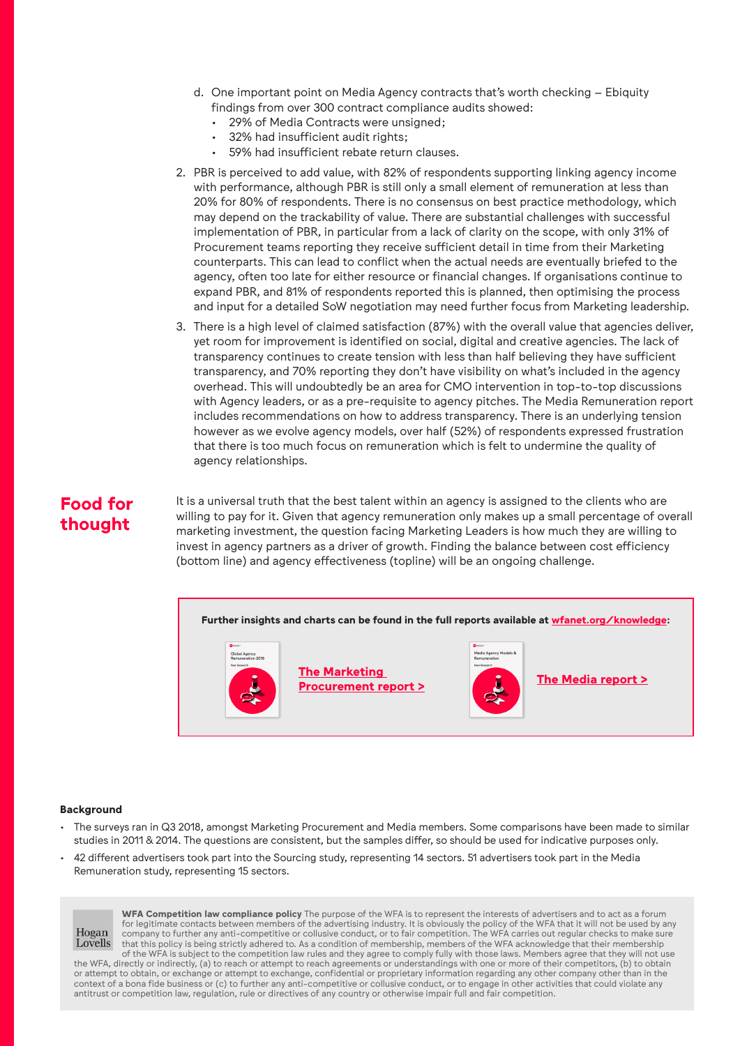d. One important point on Media Agency contracts that's worth checking – Ebiquity findings from over 300 contract compliance audits showed:
   - 29% of Media Contracts were unsigned;
   - 32% had insufficient audit rights;
   - 59% had insufficient rebate return clauses.

2. PBR is perceived to add value, with 82% of respondents supporting linking agency income with performance, although PBR is still only a small element of remuneration at less than 20% for 80% of respondents. There is no consensus on best practice methodology, which may depend on the trackability of value. There are substantial challenges with successful implementation of PBR, in particular from a lack of clarity on the scope, with only 31% of Procurement teams reporting they receive sufficient detail in time from their Marketing counterparts. This can lead to conflict when the actual needs are eventually briefed to the agency, often too late for either resource or financial changes. If organisations continue to expand PBR, and 81% of respondents reported this is planned, then optimising the process and input for a detailed SoW negotiation may need further focus from Marketing leadership.

3. There is a high level of claimed satisfaction (87%) with the overall value that agencies deliver, yet room for improvement is identified on social, digital and creative agencies. The lack of transparency continues to create tension with less than half believing they have sufficient transparency, and 70% reporting they don't have visibility on what's included in the agency overhead. This will undoubtedly be an area for CMO intervention in top-to-top discussions with Agency leaders, or as a pre-requisite to agency pitches. The Media Remuneration report includes recommendations on how to address transparency. There is an underlying tension however as we evolve agency models, over half (52%) of respondents expressed frustration that there is too much focus on remuneration which is felt to undermine the quality of agency relationships.

## Food for thought

It is a universal truth that the best talent within an agency is assigned to the clients who are willing to pay for it. Given that agency remuneration only makes up a small percentage of overall marketing investment, the question facing Marketing Leaders is how much they are willing to invest in agency partners as a driver of growth. Finding the balance between cost efficiency (bottom line) and agency effectiveness (topline) will be an ongoing challenge.

**Further insights and charts can be found in the full reports available at wfanet.org/knowledge:**

**The Marketing Procurement report >**

**The Media report >**

**Background**

- The surveys ran in Q3 2018, amongst Marketing Procurement and Media members. Some comparisons have been made to similar studies in 2011 & 2014. The questions are consistent, but the samples differ, so should be used for indicative purposes only.
- 42 different advertisers took part into the Sourcing study, representing 14 sectors. 51 advertisers took part in the Media Remuneration study, representing 15 sectors.

Hogan Lovells

**WFA Competition law compliance policy** The purpose of the WFA is to represent the interests of advertisers and to act as a forum for legitimate contacts between members of the advertising industry. It is obviously the policy of the WFA that it will not be used by any company to further any anti-competitive or collusive conduct, or to fair competition. The WFA carries out regular checks to make sure that this policy is being strictly adhered to. As a condition of membership, members of the WFA acknowledge that their membership of the WFA is subject to the competition law rules and they agree to comply fully with those laws. Members agree that they will not use the WFA, directly or indirectly, (a) to reach or attempt to reach agreements or understandings with one or more of their competitors, (b) to obtain or attempt to obtain, or exchange or attempt to exchange, confidential or proprietary information regarding any other company other than in the context of a bona fide business or (c) to further any anti-competitive or collusive conduct, or to engage in other activities that could violate any antitrust or competition law, regulation, rule or directives of any country or otherwise impair full and fair competition.